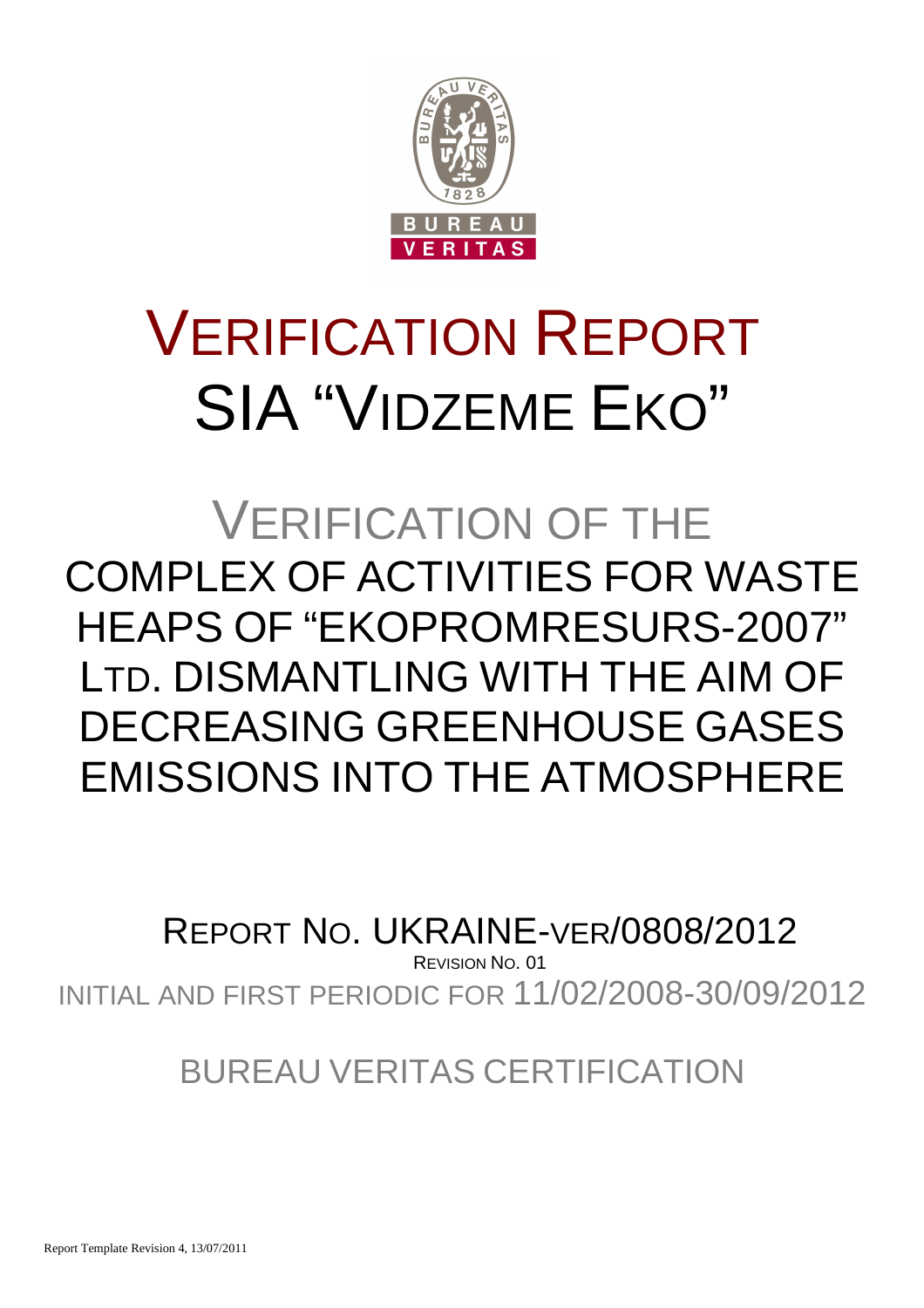# VERIFICATION REPORT
# SIA "VIDZEME EKO"

## VERIFICATION OF THE COMPLEX OF ACTIVITIES FOR WASTE HEAPS OF "EKOPROMRESURS-2007" LTD. DISMANTLING WITH THE AIM OF DECREASING GREENHOUSE GASES EMISSIONS INTO THE ATMOSPHERE

REPORT NO. UKRAINE-VER/0808/2012

REVISION NO. 01

INITIAL AND FIRST PERIODIC FOR 11/02/2008-30/09/2012

BUREAU VERITAS CERTIFICATION

Report Template Revision 4, 13/07/2011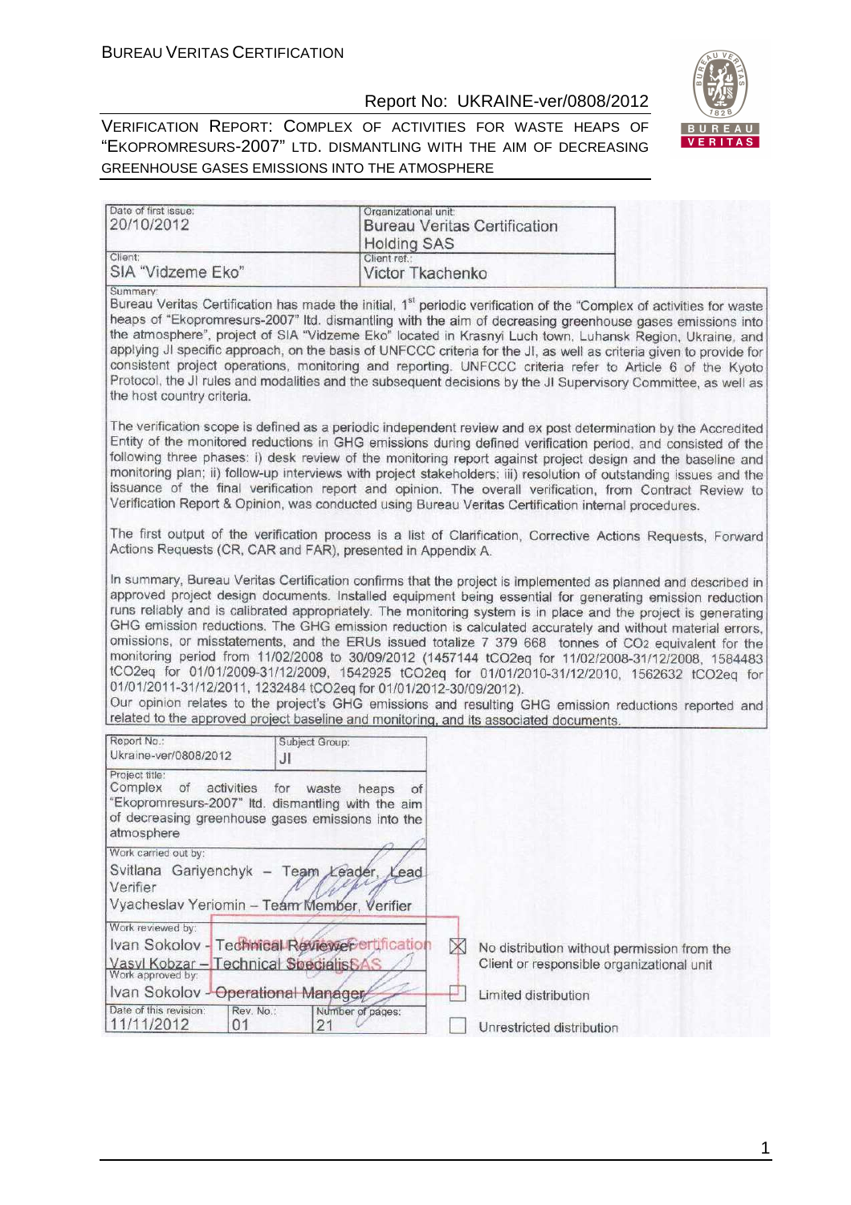| Date of first issue: | Organizational unit: |
|---|---|
| 20/10/2012 | Bureau Veritas Certification Holding SAS |
| Client: | Client ref.: |
| SIA "Vidzeme Eko" | Victor Tkachenko |

Summary:

Bureau Veritas Certification has made the initial, 1st periodic verification of the "Complex of activities for waste heaps of "Ekopromresurs-2007" ltd. dismantling with the aim of decreasing greenhouse gases emissions into the atmosphere", project of SIA "Vidzeme Eko" located in Krasnyi Luch town, Luhansk Region, Ukraine, and applying JI specific approach, on the basis of UNFCCC criteria for the JI, as well as criteria given to provide for consistent project operations, monitoring and reporting. UNFCCC criteria refer to Article 6 of the Kyoto Protocol, the JI rules and modalities and the subsequent decisions by the JI Supervisory Committee, as well as the host country criteria.

The verification scope is defined as a periodic independent review and ex post determination by the Accredited Entity of the monitored reductions in GHG emissions during defined verification period, and consisted of the following three phases: i) desk review of the monitoring report against project design and the baseline and monitoring plan; ii) follow-up interviews with project stakeholders; iii) resolution of outstanding issues and the issuance of the final verification report and opinion. The overall verification, from Contract Review to Verification Report & Opinion, was conducted using Bureau Veritas Certification internal procedures.

The first output of the verification process is a list of Clarification, Corrective Actions Requests, Forward Actions Requests (CR, CAR and FAR), presented in Appendix A.

In summary, Bureau Veritas Certification confirms that the project is implemented as planned and described in approved project design documents. Installed equipment being essential for generating emission reduction runs reliably and is calibrated appropriately. The monitoring system is in place and the project is generating GHG emission reductions. The GHG emission reduction is calculated accurately and without material errors, omissions, or misstatements, and the ERUs issued totalize 7 379 668 tonnes of $CO_2$ equivalent for the monitoring period from 11/02/2008 to 30/09/2012 (1457144 tCO2eq for 11/02/2008-31/12/2008, 1584483 tCO2eq for 01/01/2009-31/12/2009, 1542925 tCO2eq for 01/01/2010-31/12/2010, 1562632 tCO2eq for 01/01/2011-31/12/2011, 1232484 tCO2eq for 01/01/2012-30/09/2012).

Our opinion relates to the project's GHG emissions and resulting GHG emission reductions reported and related to the approved project baseline and monitoring, and its associated documents.

| Report No.: | Subject Group: |
|---|---|
| Ukraine-ver/0808/2012 | JI |

Project title:
Complex of activities for waste heaps of "Ekopromresurs-2007" ltd. dismantling with the aim of decreasing greenhouse gases emissions into the atmosphere

Work carried out by:
Svitlana Gariyenchyk – Team Leader, Lead Verifier
Vyacheslav Yeriomin – Team Member, Verifier

Work reviewed by:
Ivan Sokolov - Technical Reviewer
Vasyl Kobzar – Technical Specialist

Work approved by:
Ivan Sokolov - Operational Manager

| Date of this revision: | Rev. No.: | Number of pages: |
|---|---|---|
| 11/11/2012 | 01 | 21 |

- [x] No distribution without permission from the Client or responsible organizational unit
- [ ] Limited distribution
- [ ] Unrestricted distribution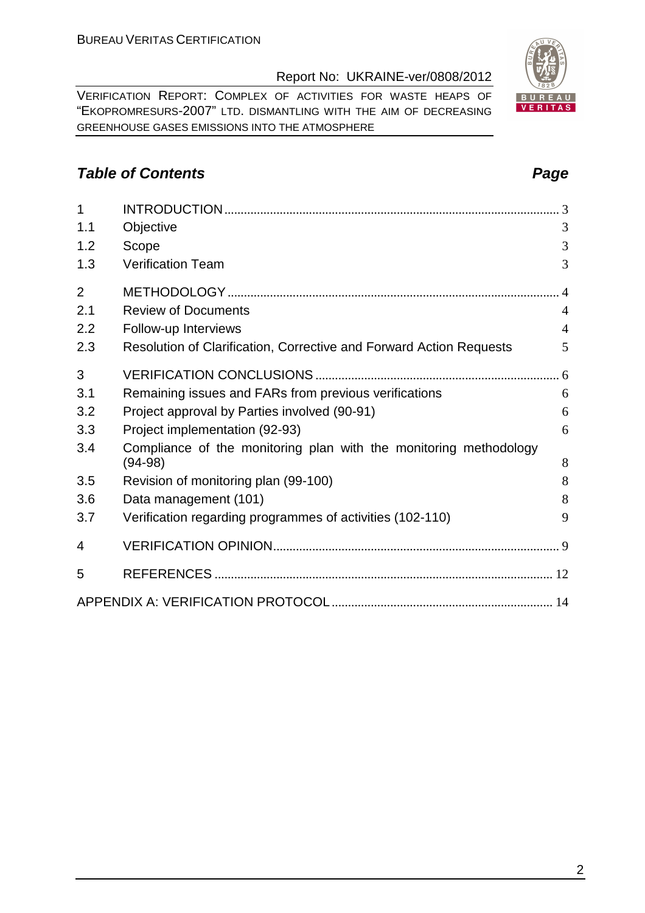## Table of Contents

| | | Page |
|---|---|---|
| 1 | INTRODUCTION | 3 |
| 1.1 | Objective | 3 |
| 1.2 | Scope | 3 |
| 1.3 | Verification Team | 3 |
| 2 | METHODOLOGY | 4 |
| 2.1 | Review of Documents | 4 |
| 2.2 | Follow-up Interviews | 4 |
| 2.3 | Resolution of Clarification, Corrective and Forward Action Requests | 5 |
| 3 | VERIFICATION CONCLUSIONS | 6 |
| 3.1 | Remaining issues and FARs from previous verifications | 6 |
| 3.2 | Project approval by Parties involved (90-91) | 6 |
| 3.3 | Project implementation (92-93) | 6 |
| 3.4 | Compliance of the monitoring plan with the monitoring methodology (94-98) | 8 |
| 3.5 | Revision of monitoring plan (99-100) | 8 |
| 3.6 | Data management (101) | 8 |
| 3.7 | Verification regarding programmes of activities (102-110) | 9 |
| 4 | VERIFICATION OPINION | 9 |
| 5 | REFERENCES | 12 |
| | APPENDIX A: VERIFICATION PROTOCOL | 14 |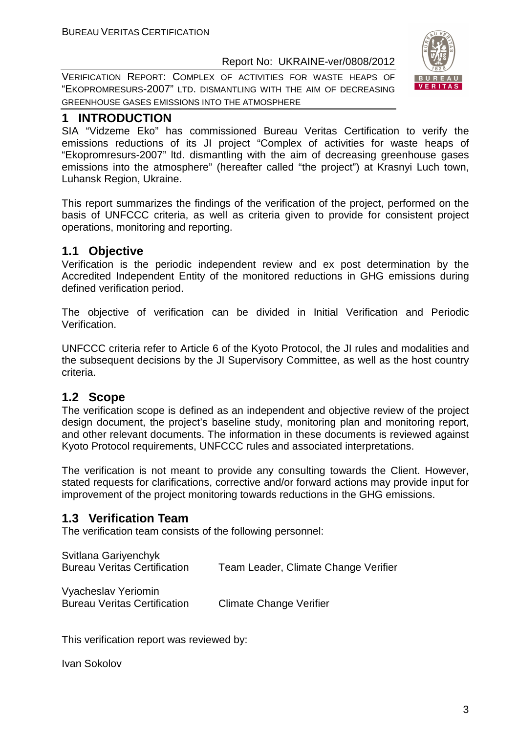# 1 INTRODUCTION

SIA "Vidzeme Eko" has commissioned Bureau Veritas Certification to verify the emissions reductions of its JI project "Complex of activities for waste heaps of "Ekopromresurs-2007" ltd. dismantling with the aim of decreasing greenhouse gases emissions into the atmosphere" (hereafter called "the project") at Krasnyi Luch town, Luhansk Region, Ukraine.

This report summarizes the findings of the verification of the project, performed on the basis of UNFCCC criteria, as well as criteria given to provide for consistent project operations, monitoring and reporting.

## 1.1 Objective

Verification is the periodic independent review and ex post determination by the Accredited Independent Entity of the monitored reductions in GHG emissions during defined verification period.

The objective of verification can be divided in Initial Verification and Periodic Verification.

UNFCCC criteria refer to Article 6 of the Kyoto Protocol, the JI rules and modalities and the subsequent decisions by the JI Supervisory Committee, as well as the host country criteria.

## 1.2 Scope

The verification scope is defined as an independent and objective review of the project design document, the project's baseline study, monitoring plan and monitoring report, and other relevant documents. The information in these documents is reviewed against Kyoto Protocol requirements, UNFCCC rules and associated interpretations.

The verification is not meant to provide any consulting towards the Client. However, stated requests for clarifications, corrective and/or forward actions may provide input for improvement of the project monitoring towards reductions in the GHG emissions.

## 1.3 Verification Team

The verification team consists of the following personnel:

| | |
|---|---|
| Svitlana Gariyenchyk<br>Bureau Veritas Certification | Team Leader, Climate Change Verifier |
| Vyacheslav Yeriomin<br>Bureau Veritas Certification | Climate Change Verifier |

This verification report was reviewed by:

Ivan Sokolov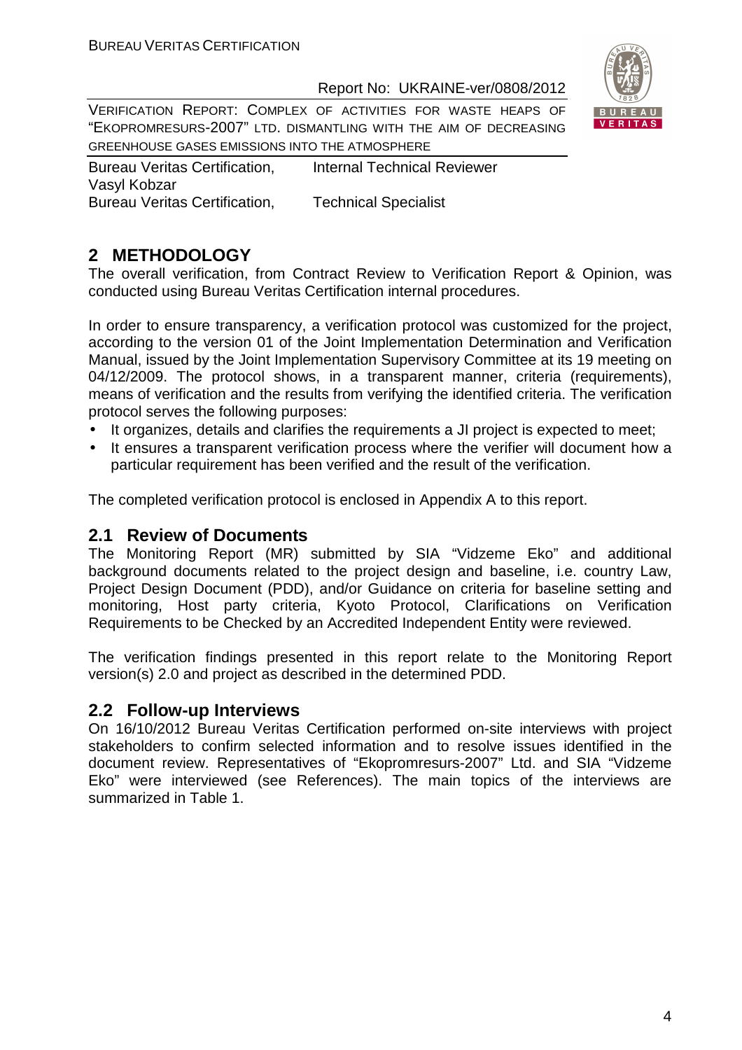| | |
|---|---|
| Bureau Veritas Certification, Vasyl Kobzar | Internal Technical Reviewer |
| Bureau Veritas Certification, | Technical Specialist |

## 2 METHODOLOGY

The overall verification, from Contract Review to Verification Report & Opinion, was conducted using Bureau Veritas Certification internal procedures.

In order to ensure transparency, a verification protocol was customized for the project, according to the version 01 of the Joint Implementation Determination and Verification Manual, issued by the Joint Implementation Supervisory Committee at its 19 meeting on 04/12/2009. The protocol shows, in a transparent manner, criteria (requirements), means of verification and the results from verifying the identified criteria. The verification protocol serves the following purposes:

- It organizes, details and clarifies the requirements a JI project is expected to meet;
- It ensures a transparent verification process where the verifier will document how a particular requirement has been verified and the result of the verification.

The completed verification protocol is enclosed in Appendix A to this report.

### 2.1 Review of Documents

The Monitoring Report (MR) submitted by SIA "Vidzeme Eko" and additional background documents related to the project design and baseline, i.e. country Law, Project Design Document (PDD), and/or Guidance on criteria for baseline setting and monitoring, Host party criteria, Kyoto Protocol, Clarifications on Verification Requirements to be Checked by an Accredited Independent Entity were reviewed.

The verification findings presented in this report relate to the Monitoring Report version(s) 2.0 and project as described in the determined PDD.

### 2.2 Follow-up Interviews

On 16/10/2012 Bureau Veritas Certification performed on-site interviews with project stakeholders to confirm selected information and to resolve issues identified in the document review. Representatives of "Ekopromresurs-2007" Ltd. and SIA "Vidzeme Eko" were interviewed (see References). The main topics of the interviews are summarized in Table 1.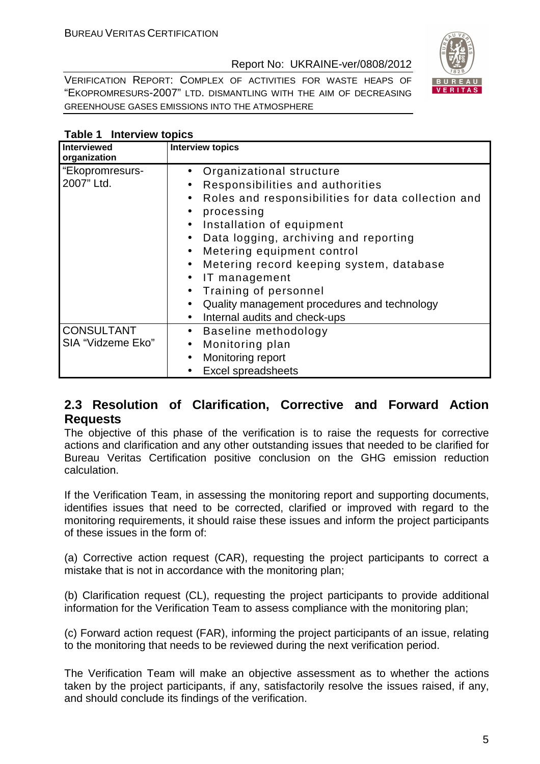**Table 1 Interview topics**

| Interviewed organization | Interview topics |
|---|---|
| "Ekopromresurs-2007" Ltd. | • Organizational structure<br>• Responsibilities and authorities<br>• Roles and responsibilities for data collection and<br>• processing<br>• Installation of equipment<br>• Data logging, archiving and reporting<br>• Metering equipment control<br>• Metering record keeping system, database<br>• IT management<br>• Training of personnel<br>• Quality management procedures and technology<br>• Internal audits and check-ups |
| CONSULTANT SIA "Vidzeme Eko" | • Baseline methodology<br>• Monitoring plan<br>• Monitoring report<br>• Excel spreadsheets |

## 2.3 Resolution of Clarification, Corrective and Forward Action Requests

The objective of this phase of the verification is to raise the requests for corrective actions and clarification and any other outstanding issues that needed to be clarified for Bureau Veritas Certification positive conclusion on the GHG emission reduction calculation.

If the Verification Team, in assessing the monitoring report and supporting documents, identifies issues that need to be corrected, clarified or improved with regard to the monitoring requirements, it should raise these issues and inform the project participants of these issues in the form of:

(a) Corrective action request (CAR), requesting the project participants to correct a mistake that is not in accordance with the monitoring plan;

(b) Clarification request (CL), requesting the project participants to provide additional information for the Verification Team to assess compliance with the monitoring plan;

(c) Forward action request (FAR), informing the project participants of an issue, relating to the monitoring that needs to be reviewed during the next verification period.

The Verification Team will make an objective assessment as to whether the actions taken by the project participants, if any, satisfactorily resolve the issues raised, if any, and should conclude its findings of the verification.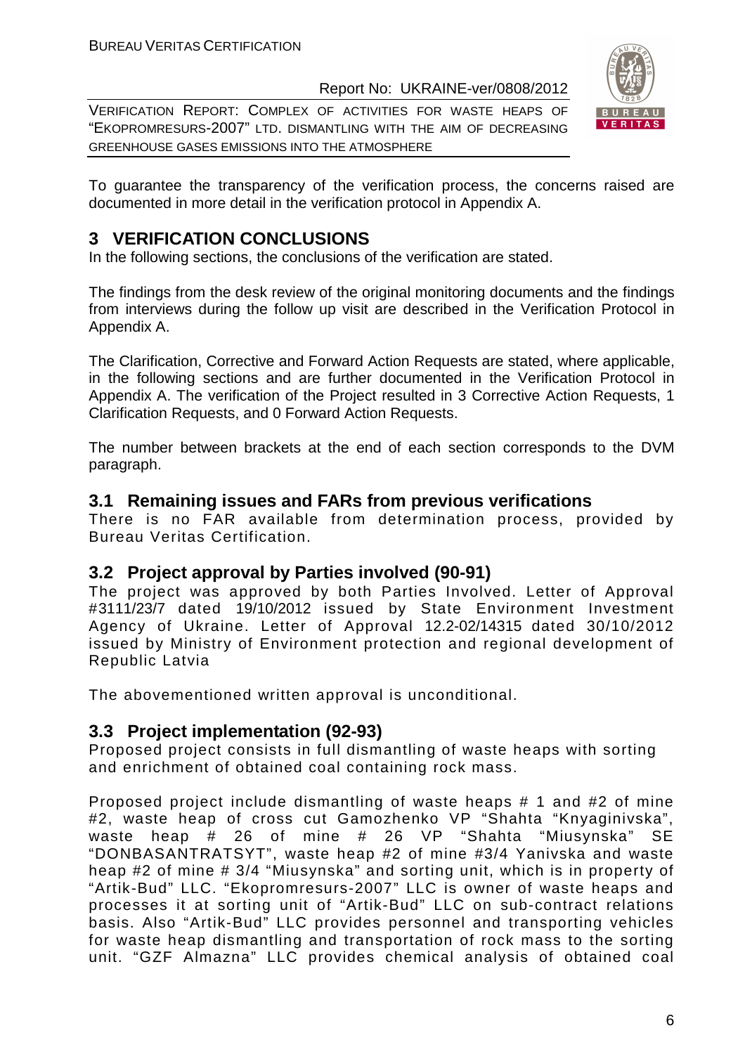To guarantee the transparency of the verification process, the concerns raised are documented in more detail in the verification protocol in Appendix A.

# 3 VERIFICATION CONCLUSIONS

In the following sections, the conclusions of the verification are stated.

The findings from the desk review of the original monitoring documents and the findings from interviews during the follow up visit are described in the Verification Protocol in Appendix A.

The Clarification, Corrective and Forward Action Requests are stated, where applicable, in the following sections and are further documented in the Verification Protocol in Appendix A. The verification of the Project resulted in 3 Corrective Action Requests, 1 Clarification Requests, and 0 Forward Action Requests.

The number between brackets at the end of each section corresponds to the DVM paragraph.

## 3.1 Remaining issues and FARs from previous verifications

There is no FAR available from determination process, provided by Bureau Veritas Certification.

## 3.2 Project approval by Parties involved (90-91)

The project was approved by both Parties Involved. Letter of Approval #3111/23/7 dated 19/10/2012 issued by State Environment Investment Agency of Ukraine. Letter of Approval 12.2-02/14315 dated 30/10/2012 issued by Ministry of Environment protection and regional development of Republic Latvia

The abovementioned written approval is unconditional.

## 3.3 Project implementation (92-93)

Proposed project consists in full dismantling of waste heaps with sorting and enrichment of obtained coal containing rock mass.

Proposed project include dismantling of waste heaps # 1 and #2 of mine #2, waste heap of cross cut Gamozhenko VP "Shahta "Knyaginivska", waste heap # 26 of mine # 26 VP "Shahta "Miusynska" SE "DONBASANTRATSYT", waste heap #2 of mine #3/4 Yanivska and waste heap #2 of mine # 3/4 "Miusynska" and sorting unit, which is in property of "Artik-Bud" LLC. "Ekopromresurs-2007" LLC is owner of waste heaps and processes it at sorting unit of "Artik-Bud" LLC on sub-contract relations basis. Also "Artik-Bud" LLC provides personnel and transporting vehicles for waste heap dismantling and transportation of rock mass to the sorting unit. "GZF Almazna" LLC provides chemical analysis of obtained coal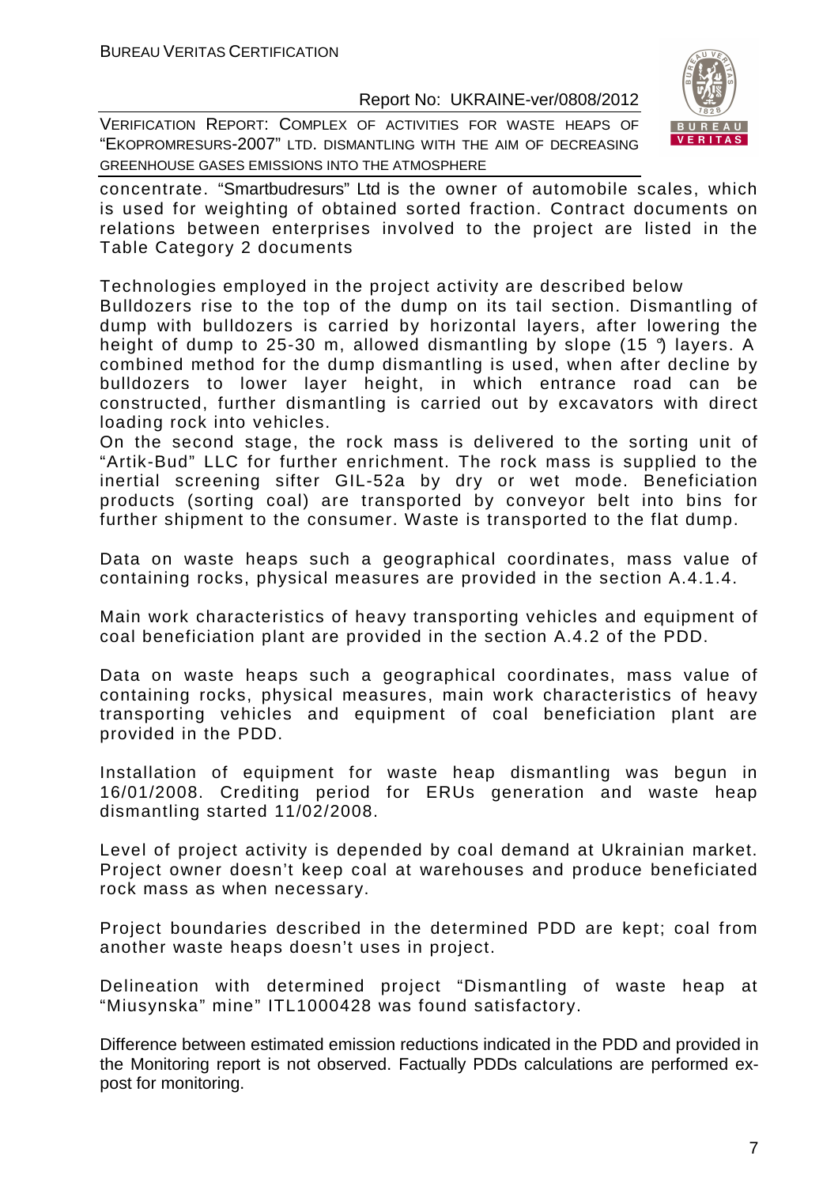concentrate. "Smartbudresurs" Ltd is the owner of automobile scales, which is used for weighting of obtained sorted fraction. Contract documents on relations between enterprises involved to the project are listed in the Table Category 2 documents

Technologies employed in the project activity are described below
Bulldozers rise to the top of the dump on its tail section. Dismantling of dump with bulldozers is carried by horizontal layers, after lowering the height of dump to 25-30 m, allowed dismantling by slope (15 °) layers. A combined method for the dump dismantling is used, when after decline by bulldozers to lower layer height, in which entrance road can be constructed, further dismantling is carried out by excavators with direct loading rock into vehicles.
On the second stage, the rock mass is delivered to the sorting unit of "Artik-Bud" LLC for further enrichment. The rock mass is supplied to the inertial screening sifter GIL-52a by dry or wet mode. Beneficiation products (sorting coal) are transported by conveyor belt into bins for further shipment to the consumer. Waste is transported to the flat dump.

Data on waste heaps such a geographical coordinates, mass value of containing rocks, physical measures are provided in the section A.4.1.4.

Main work characteristics of heavy transporting vehicles and equipment of coal beneficiation plant are provided in the section A.4.2 of the PDD.

Data on waste heaps such a geographical coordinates, mass value of containing rocks, physical measures, main work characteristics of heavy transporting vehicles and equipment of coal beneficiation plant are provided in the PDD.

Installation of equipment for waste heap dismantling was begun in 16/01/2008. Crediting period for ERUs generation and waste heap dismantling started 11/02/2008.

Level of project activity is depended by coal demand at Ukrainian market. Project owner doesn't keep coal at warehouses and produce beneficiated rock mass as when necessary.

Project boundaries described in the determined PDD are kept; coal from another waste heaps doesn't uses in project.

Delineation with determined project "Dismantling of waste heap at "Miusynska" mine" ITL1000428 was found satisfactory.

Difference between estimated emission reductions indicated in the PDD and provided in the Monitoring report is not observed. Factually PDDs calculations are performed ex-post for monitoring.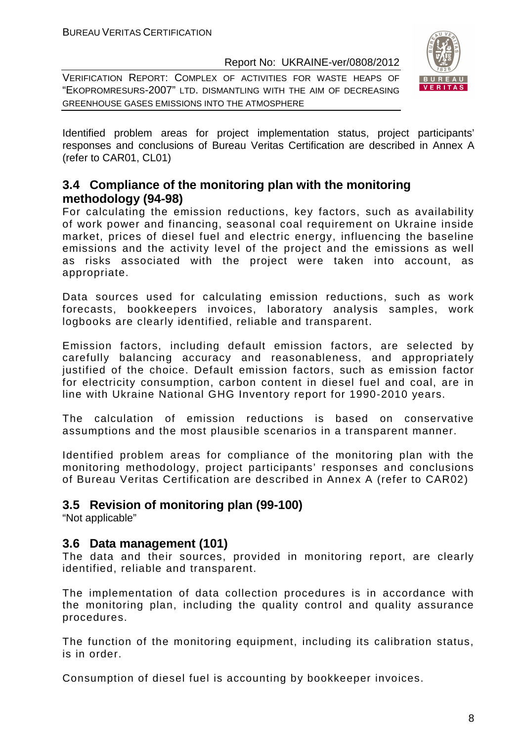Identified problem areas for project implementation status, project participants' responses and conclusions of Bureau Veritas Certification are described in Annex A (refer to CAR01, CL01)

## 3.4 Compliance of the monitoring plan with the monitoring methodology (94-98)

For calculating the emission reductions, key factors, such as availability of work power and financing, seasonal coal requirement on Ukraine inside market, prices of diesel fuel and electric energy, influencing the baseline emissions and the activity level of the project and the emissions as well as risks associated with the project were taken into account, as appropriate.

Data sources used for calculating emission reductions, such as work forecasts, bookkeepers invoices, laboratory analysis samples, work logbooks are clearly identified, reliable and transparent.

Emission factors, including default emission factors, are selected by carefully balancing accuracy and reasonableness, and appropriately justified of the choice. Default emission factors, such as emission factor for electricity consumption, carbon content in diesel fuel and coal, are in line with Ukraine National GHG Inventory report for 1990-2010 years.

The calculation of emission reductions is based on conservative assumptions and the most plausible scenarios in a transparent manner.

Identified problem areas for compliance of the monitoring plan with the monitoring methodology, project participants' responses and conclusions of Bureau Veritas Certification are described in Annex A (refer to CAR02)

## 3.5 Revision of monitoring plan (99-100)

"Not applicable"

## 3.6 Data management (101)

The data and their sources, provided in monitoring report, are clearly identified, reliable and transparent.

The implementation of data collection procedures is in accordance with the monitoring plan, including the quality control and quality assurance procedures.

The function of the monitoring equipment, including its calibration status, is in order.

Consumption of diesel fuel is accounting by bookkeeper invoices.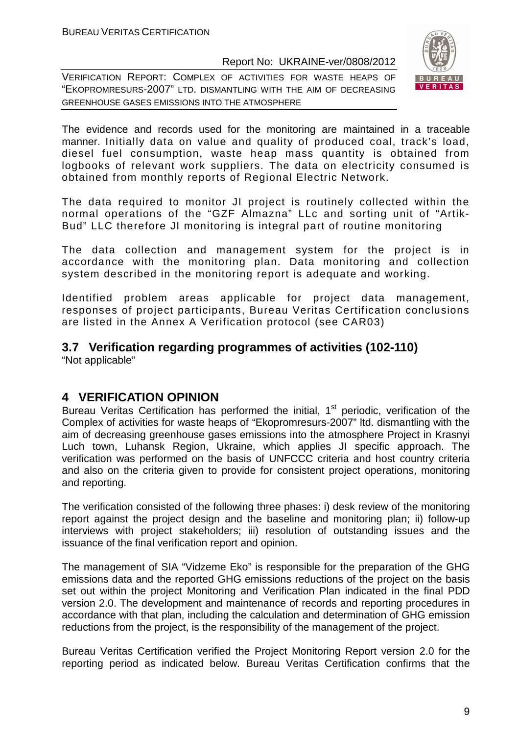The evidence and records used for the monitoring are maintained in a traceable manner. Initially data on value and quality of produced coal, track's load, diesel fuel consumption, waste heap mass quantity is obtained from logbooks of relevant work suppliers. The data on electricity consumed is obtained from monthly reports of Regional Electric Network.

The data required to monitor JI project is routinely collected within the normal operations of the "GZF Almazna" LLc and sorting unit of "Artik-Bud" LLC therefore JI monitoring is integral part of routine monitoring

The data collection and management system for the project is in accordance with the monitoring plan. Data monitoring and collection system described in the monitoring report is adequate and working.

Identified problem areas applicable for project data management, responses of project participants, Bureau Veritas Certification conclusions are listed in the Annex A Verification protocol (see CAR03)

## 3.7 Verification regarding programmes of activities (102-110)

"Not applicable"

# 4 VERIFICATION OPINION

Bureau Veritas Certification has performed the initial, 1st periodic, verification of the Complex of activities for waste heaps of "Ekopromresurs-2007" ltd. dismantling with the aim of decreasing greenhouse gases emissions into the atmosphere Project in Krasnyi Luch town, Luhansk Region, Ukraine, which applies JI specific approach. The verification was performed on the basis of UNFCCC criteria and host country criteria and also on the criteria given to provide for consistent project operations, monitoring and reporting.

The verification consisted of the following three phases: i) desk review of the monitoring report against the project design and the baseline and monitoring plan; ii) follow-up interviews with project stakeholders; iii) resolution of outstanding issues and the issuance of the final verification report and opinion.

The management of SIA "Vidzeme Eko" is responsible for the preparation of the GHG emissions data and the reported GHG emissions reductions of the project on the basis set out within the project Monitoring and Verification Plan indicated in the final PDD version 2.0. The development and maintenance of records and reporting procedures in accordance with that plan, including the calculation and determination of GHG emission reductions from the project, is the responsibility of the management of the project.

Bureau Veritas Certification verified the Project Monitoring Report version 2.0 for the reporting period as indicated below. Bureau Veritas Certification confirms that the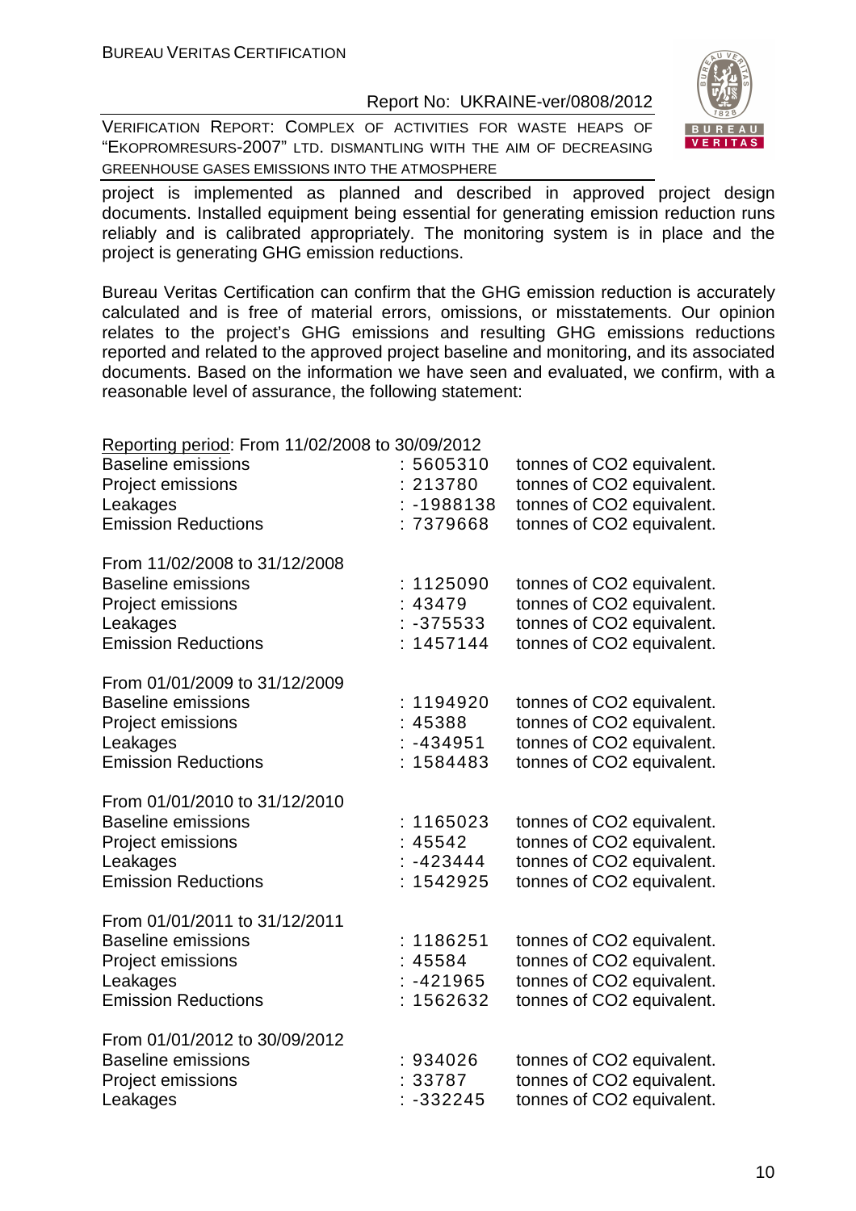project is implemented as planned and described in approved project design documents. Installed equipment being essential for generating emission reduction runs reliably and is calibrated appropriately. The monitoring system is in place and the project is generating GHG emission reductions.

Bureau Veritas Certification can confirm that the GHG emission reduction is accurately calculated and is free of material errors, omissions, or misstatements. Our opinion relates to the project's GHG emissions and resulting GHG emissions reductions reported and related to the approved project baseline and monitoring, and its associated documents. Based on the information we have seen and evaluated, we confirm, with a reasonable level of assurance, the following statement:

Reporting period: From 11/02/2008 to 30/09/2012

| | | |
|---|---|---|
| Baseline emissions | : 5605310 | tonnes of CO2 equivalent. |
| Project emissions | : 213780 | tonnes of CO2 equivalent. |
| Leakages | : -1988138 | tonnes of CO2 equivalent. |
| Emission Reductions | : 7379668 | tonnes of CO2 equivalent. |

From 11/02/2008 to 31/12/2008

| | | |
|---|---|---|
| Baseline emissions | : 1125090 | tonnes of CO2 equivalent. |
| Project emissions | : 43479 | tonnes of CO2 equivalent. |
| Leakages | : -375533 | tonnes of CO2 equivalent. |
| Emission Reductions | : 1457144 | tonnes of CO2 equivalent. |

From 01/01/2009 to 31/12/2009

| | | |
|---|---|---|
| Baseline emissions | : 1194920 | tonnes of CO2 equivalent. |
| Project emissions | : 45388 | tonnes of CO2 equivalent. |
| Leakages | : -434951 | tonnes of CO2 equivalent. |
| Emission Reductions | : 1584483 | tonnes of CO2 equivalent. |

From 01/01/2010 to 31/12/2010

| | | |
|---|---|---|
| Baseline emissions | : 1165023 | tonnes of CO2 equivalent. |
| Project emissions | : 45542 | tonnes of CO2 equivalent. |
| Leakages | : -423444 | tonnes of CO2 equivalent. |
| Emission Reductions | : 1542925 | tonnes of CO2 equivalent. |

From 01/01/2011 to 31/12/2011

| | | |
|---|---|---|
| Baseline emissions | : 1186251 | tonnes of CO2 equivalent. |
| Project emissions | : 45584 | tonnes of CO2 equivalent. |
| Leakages | : -421965 | tonnes of CO2 equivalent. |
| Emission Reductions | : 1562632 | tonnes of CO2 equivalent. |

From 01/01/2012 to 30/09/2012

| | | |
|---|---|---|
| Baseline emissions | : 934026 | tonnes of CO2 equivalent. |
| Project emissions | : 33787 | tonnes of CO2 equivalent. |
| Leakages | : -332245 | tonnes of CO2 equivalent. |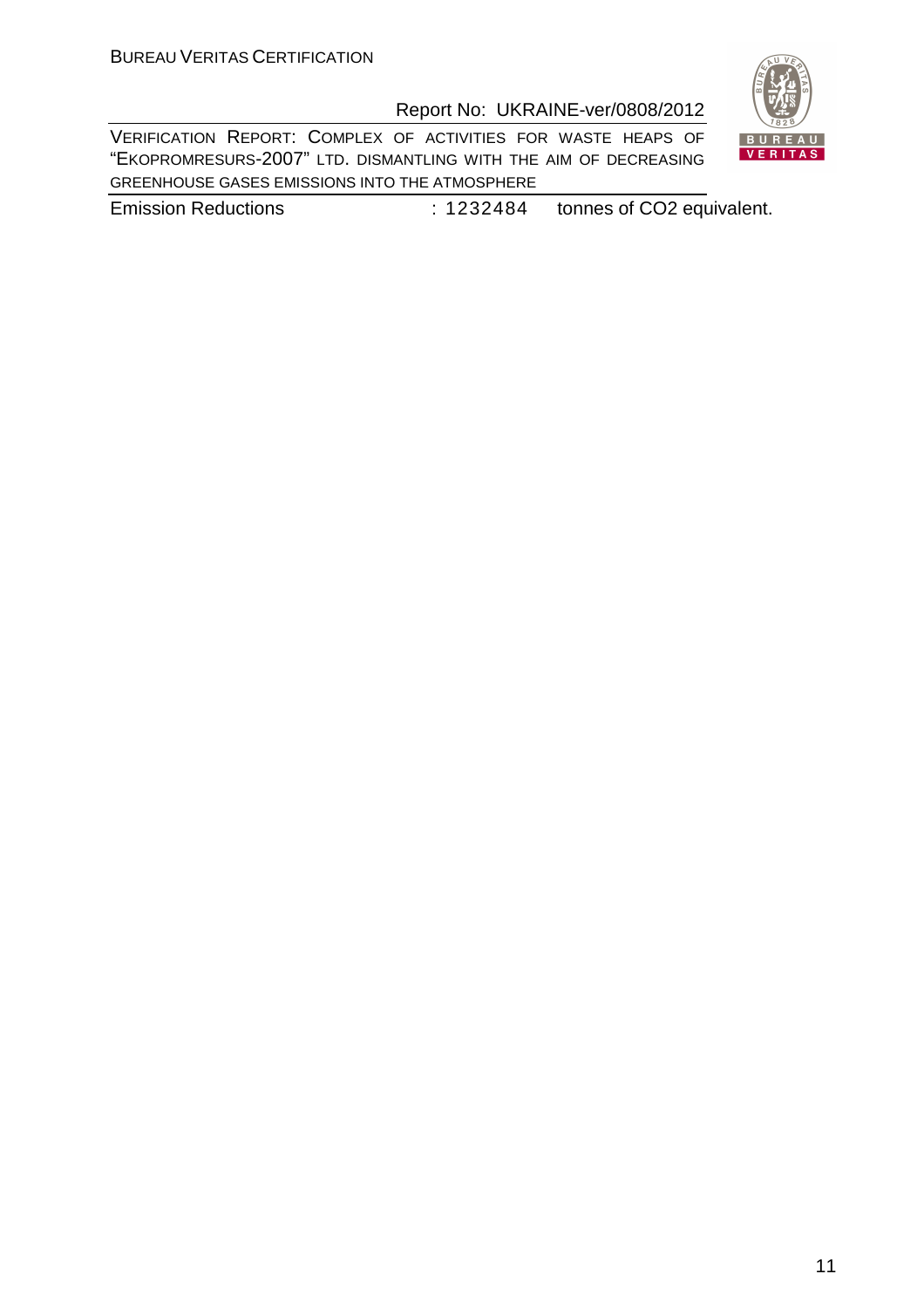Emission Reductions : 1232484 tonnes of CO2 equivalent.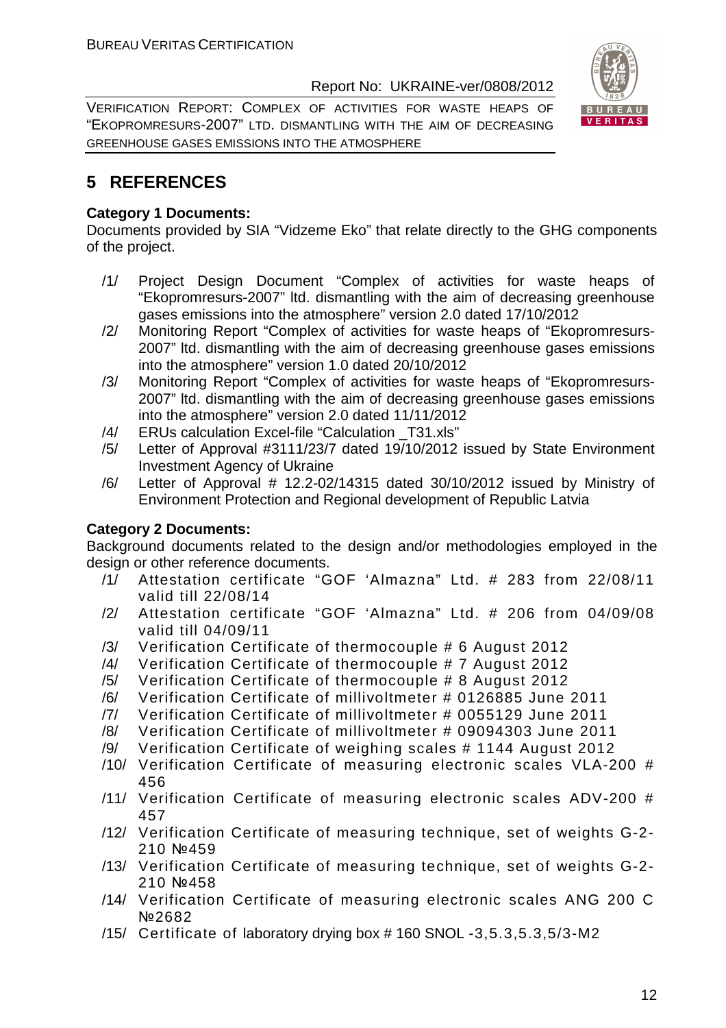## 5 REFERENCES

**Category 1 Documents:**

Documents provided by SIA "Vidzeme Eko" that relate directly to the GHG components of the project.

/1/ Project Design Document "Complex of activities for waste heaps of "Ekopromresurs-2007" ltd. dismantling with the aim of decreasing greenhouse gases emissions into the atmosphere" version 2.0 dated 17/10/2012

/2/ Monitoring Report "Complex of activities for waste heaps of "Ekopromresurs-2007" ltd. dismantling with the aim of decreasing greenhouse gases emissions into the atmosphere" version 1.0 dated 20/10/2012

/3/ Monitoring Report "Complex of activities for waste heaps of "Ekopromresurs-2007" ltd. dismantling with the aim of decreasing greenhouse gases emissions into the atmosphere" version 2.0 dated 11/11/2012

/4/ ERUs calculation Excel-file "Calculation _T31.xls"

/5/ Letter of Approval #3111/23/7 dated 19/10/2012 issued by State Environment Investment Agency of Ukraine

/6/ Letter of Approval # 12.2-02/14315 dated 30/10/2012 issued by Ministry of Environment Protection and Regional development of Republic Latvia

**Category 2 Documents:**

Background documents related to the design and/or methodologies employed in the design or other reference documents.

/1/ Attestation certificate "GOF 'Almazna" Ltd. # 283 from 22/08/11 valid till 22/08/14

/2/ Attestation certificate "GOF 'Almazna" Ltd. # 206 from 04/09/08 valid till 04/09/11

/3/ Verification Certificate of thermocouple # 6 August 2012

/4/ Verification Certificate of thermocouple # 7 August 2012

/5/ Verification Certificate of thermocouple # 8 August 2012

/6/ Verification Certificate of millivoltmeter # 0126885 June 2011

/7/ Verification Certificate of millivoltmeter # 0055129 June 2011

/8/ Verification Certificate of millivoltmeter # 09094303 June 2011

/9/ Verification Certificate of weighing scales # 1144 August 2012

/10/ Verification Certificate of measuring electronic scales VLA-200 # 456

/11/ Verification Certificate of measuring electronic scales ADV-200 # 457

/12/ Verification Certificate of measuring technique, set of weights G-2-210 №459

/13/ Verification Certificate of measuring technique, set of weights G-2-210 №458

/14/ Verification Certificate of measuring electronic scales ANG 200 C №2682

/15/ Certificate of laboratory drying box # 160 SNOL -3,5.3,5.3,5/3-M2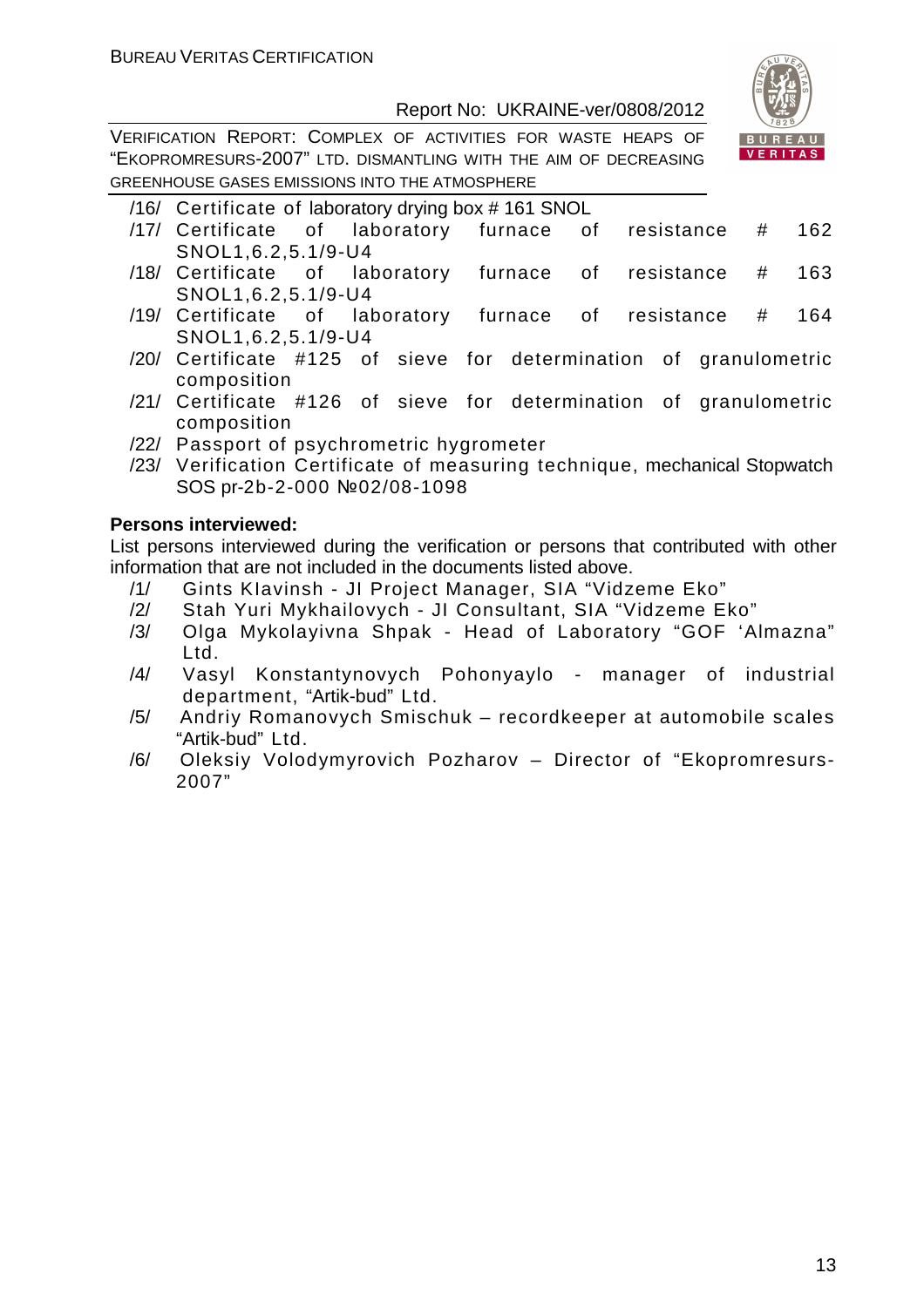/16/ Certificate of laboratory drying box # 161 SNOL

/17/ Certificate of laboratory furnace of resistance # 162 SNOL1,6.2,5.1/9-U4

/18/ Certificate of laboratory furnace of resistance # 163 SNOL1,6.2,5.1/9-U4

/19/ Certificate of laboratory furnace of resistance # 164 SNOL1,6.2,5.1/9-U4

/20/ Certificate #125 of sieve for determination of granulometric composition

/21/ Certificate #126 of sieve for determination of granulometric composition

/22/ Passport of psychrometric hygrometer

/23/ Verification Certificate of measuring technique, mechanical Stopwatch SOS pr-2b-2-000 №02/08-1098

**Persons interviewed:**

List persons interviewed during the verification or persons that contributed with other information that are not included in the documents listed above.

/1/ Gints Klavinsh - JI Project Manager, SIA "Vidzeme Eko"

/2/ Stah Yuri Mykhailovych - JI Consultant, SIA "Vidzeme Eko"

/3/ Olga Mykolayivna Shpak - Head of Laboratory "GOF 'Almazna" Ltd.

/4/ Vasyl Konstantynovych Pohonyaylo - manager of industrial department, "Artik-bud" Ltd.

/5/ Andriy Romanovych Smischuk – recordkeeper at automobile scales "Artik-bud" Ltd.

/6/ Oleksiy Volodymyrovich Pozharov – Director of "Ekopromresurs-2007"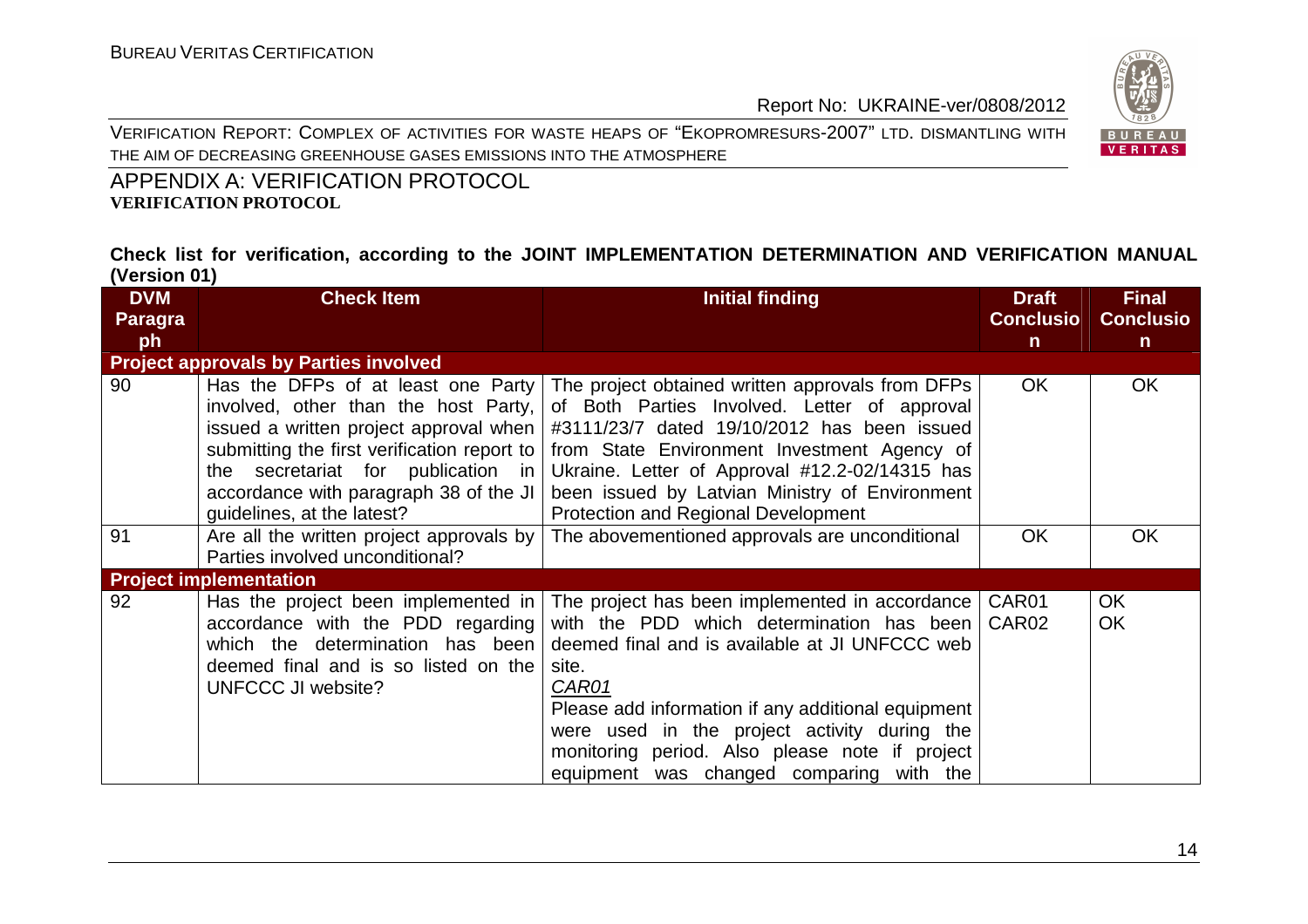## APPENDIX A: VERIFICATION PROTOCOL

**VERIFICATION PROTOCOL**

**Check list for verification, according to the JOINT IMPLEMENTATION DETERMINATION AND VERIFICATION MANUAL (Version 01)**

| DVM Paragraph | Check Item | Initial finding | Draft Conclusion | Final Conclusion |
|---|---|---|---|---|
| **Project approvals by Parties involved** | | | | |
| 90 | Has the DFPs of at least one Party involved, other than the host Party, issued a written project approval when submitting the first verification report to the secretariat for publication in accordance with paragraph 38 of the JI guidelines, at the latest? | The project obtained written approvals from DFPs of Both Parties Involved. Letter of approval #3111/23/7 dated 19/10/2012 has been issued from State Environment Investment Agency of Ukraine. Letter of Approval #12.2-02/14315 has been issued by Latvian Ministry of Environment Protection and Regional Development | OK | OK |
| 91 | Are all the written project approvals by Parties involved unconditional? | The abovementioned approvals are unconditional | OK | OK |
| **Project implementation** | | | | |
| 92 | Has the project been implemented in accordance with the PDD regarding which the determination has been deemed final and is so listed on the UNFCCC JI website? | The project has been implemented in accordance with the PDD which determination has been deemed final and is available at JI UNFCCC web site.<br>*CAR01*<br>Please add information if any additional equipment were used in the project activity during the monitoring period. Also please note if project equipment was changed comparing with the | CAR01<br>CAR02 | OK<br>OK |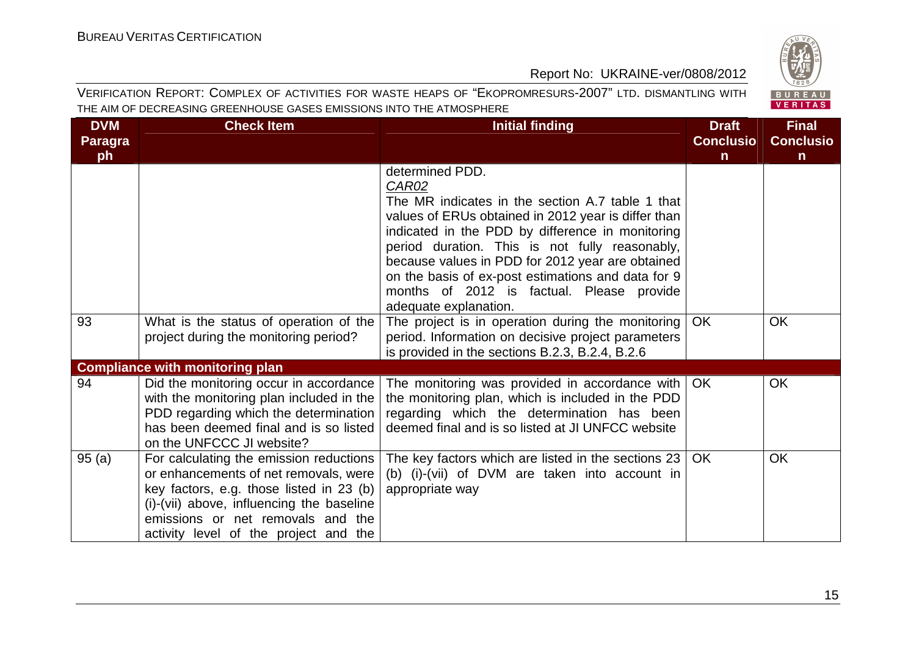| DVM Paragraph | Check Item | Initial finding | Draft Conclusion | Final Conclusion |
|---|---|---|---|---|
| | | determined PDD.<br>*CAR02*<br>The MR indicates in the section A.7 table 1 that values of ERUs obtained in 2012 year is differ than indicated in the PDD by difference in monitoring period duration. This is not fully reasonably, because values in PDD for 2012 year are obtained on the basis of ex-post estimations and data for 9 months of 2012 is factual. Please provide adequate explanation. | | |
| 93 | What is the status of operation of the project during the monitoring period? | The project is in operation during the monitoring period. Information on decisive project parameters is provided in the sections B.2.3, B.2.4, B.2.6 | OK | OK |
| **Compliance with monitoring plan** | | | | |
| 94 | Did the monitoring occur in accordance with the monitoring plan included in the PDD regarding which the determination has been deemed final and is so listed on the UNFCCC JI website? | The monitoring was provided in accordance with the monitoring plan, which is included in the PDD regarding which the determination has been deemed final and is so listed at JI UNFCC website | OK | OK |
| 95 (a) | For calculating the emission reductions or enhancements of net removals, were key factors, e.g. those listed in 23 (b) (i)-(vii) above, influencing the baseline emissions or net removals and the activity level of the project and the | The key factors which are listed in the sections 23 (b) (i)-(vii) of DVM are taken into account in appropriate way | OK | OK |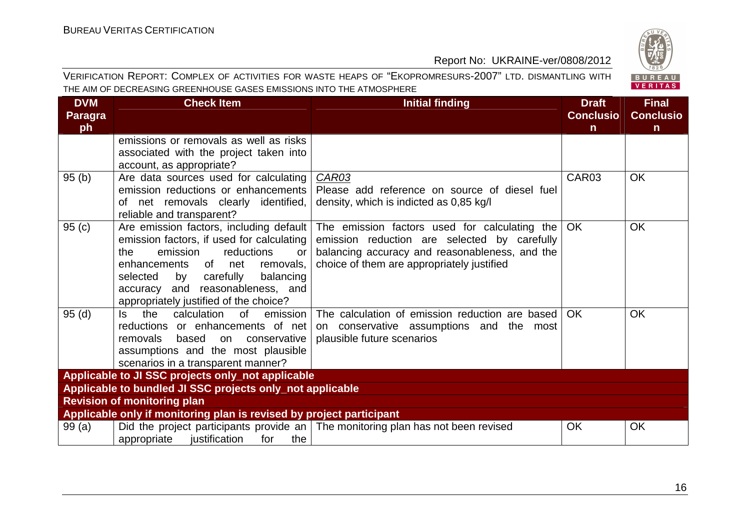| DVM Paragraph | Check Item | Initial finding | Draft Conclusion | Final Conclusion |
|---|---|---|---|---|
| | emissions or removals as well as risks associated with the project taken into account, as appropriate? | | | |
| 95 (b) | Are data sources used for calculating emission reductions or enhancements of net removals clearly identified, reliable and transparent? | *CAR03*<br>Please add reference on source of diesel fuel density, which is indicted as 0,85 kg/l | CAR03 | OK |
| 95 (c) | Are emission factors, including default emission factors, if used for calculating the emission reductions or enhancements of net removals, selected by carefully balancing accuracy and reasonableness, and appropriately justified of the choice? | The emission factors used for calculating the emission reduction are selected by carefully balancing accuracy and reasonableness, and the choice of them are appropriately justified | OK | OK |
| 95 (d) | Is the calculation of emission reductions or enhancements of net removals based on conservative assumptions and the most plausible scenarios in a transparent manner? | The calculation of emission reduction are based on conservative assumptions and the most plausible future scenarios | OK | OK |
| **Applicable to JI SSC projects only_not applicable** | | | | |
| **Applicable to bundled JI SSC projects only_not applicable** | | | | |
| **Revision of monitoring plan** | | | | |
| **Applicable only if monitoring plan is revised by project participant** | | | | |
| 99 (a) | Did the project participants provide an appropriate justification for the | The monitoring plan has not been revised | OK | OK |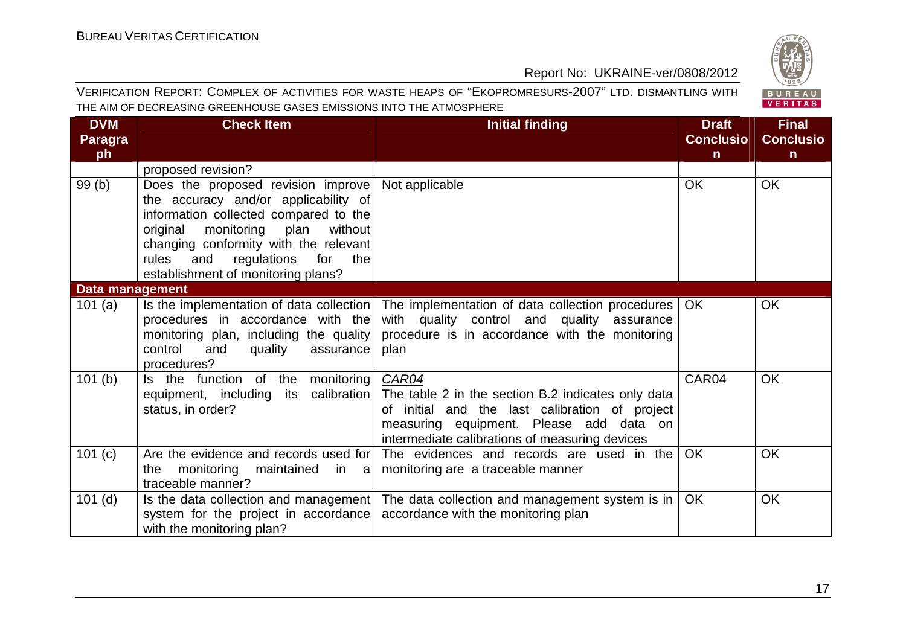| DVM Paragraph | Check Item | Initial finding | Draft Conclusion | Final Conclusion |
|---|---|---|---|---|
| | proposed revision? | | | |
| 99 (b) | Does the proposed revision improve the accuracy and/or applicability of information collected compared to the original monitoring plan without changing conformity with the relevant rules and regulations for the establishment of monitoring plans? | Not applicable | OK | OK |
| **Data management** | | | | |
| 101 (a) | Is the implementation of data collection procedures in accordance with the monitoring plan, including the quality control and quality assurance procedures? | The implementation of data collection procedures with quality control and quality assurance procedure is in accordance with the monitoring plan | OK | OK |
| 101 (b) | Is the function of the monitoring equipment, including its calibration status, in order? | *CAR04* The table 2 in the section B.2 indicates only data of initial and the last calibration of project measuring equipment. Please add data on intermediate calibrations of measuring devices | CAR04 | OK |
| 101 (c) | Are the evidence and records used for the monitoring maintained in a traceable manner? | The evidences and records are used in the monitoring are a traceable manner | OK | OK |
| 101 (d) | Is the data collection and management system for the project in accordance with the monitoring plan? | The data collection and management system is in accordance with the monitoring plan | OK | OK |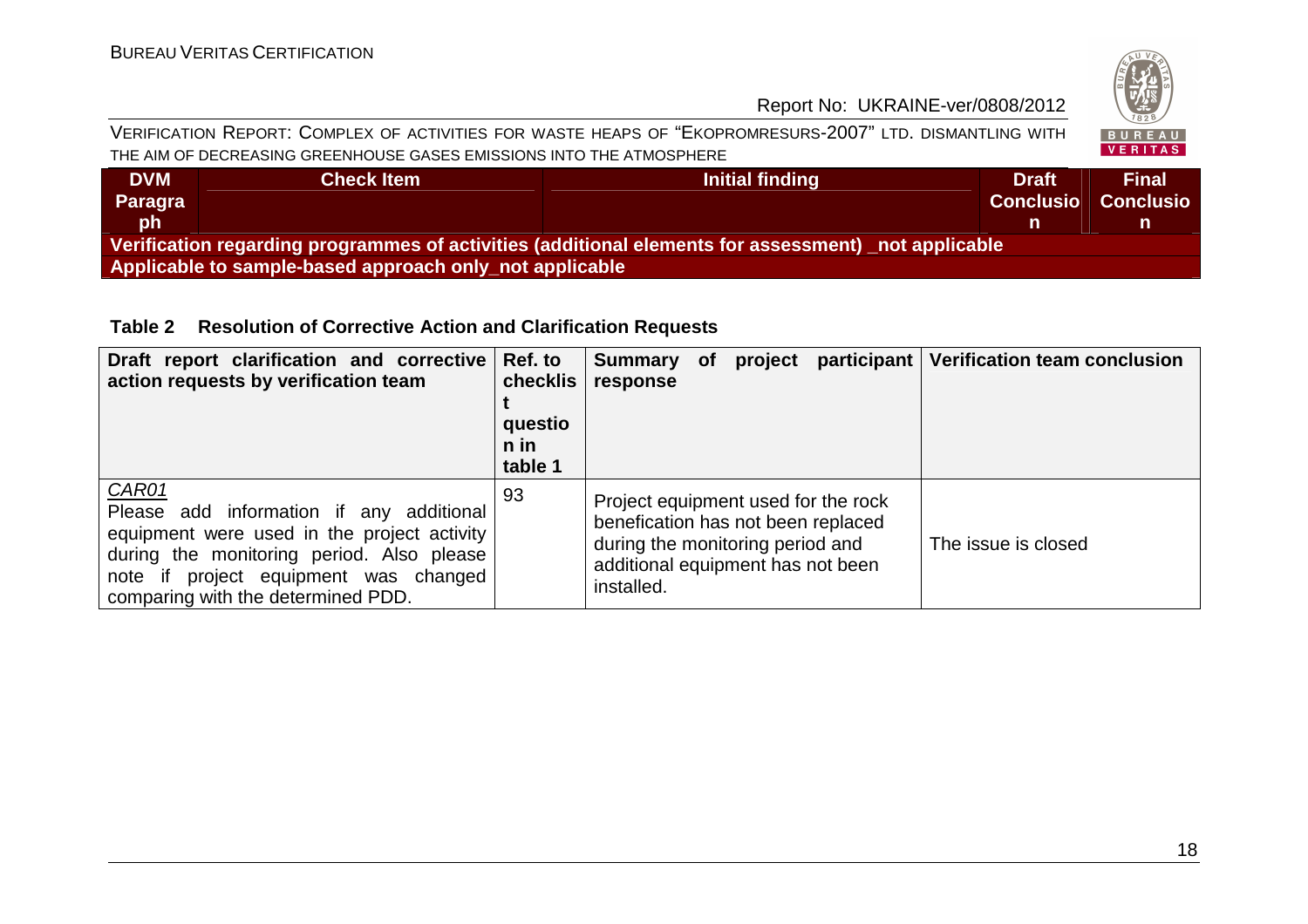| DVM Paragraph | Check Item | Initial finding | Draft Conclusion | Final Conclusion |
|---|---|---|---|---|
| **Verification regarding programmes of activities (additional elements for assessment) _not applicable** | | | | |
| **Applicable to sample-based approach only_not applicable** | | | | |

**Table 2 Resolution of Corrective Action and Clarification Requests**

| Draft report clarification and corrective action requests by verification team | Ref. to checklist question in table 1 | Summary of project participant response | Verification team conclusion |
|---|---|---|---|
| *CAR01* Please add information if any additional equipment were used in the project activity during the monitoring period. Also please note if project equipment was changed comparing with the determined PDD. | 93 | Project equipment used for the rock benefication has not been replaced during the monitoring period and additional equipment has not been installed. | The issue is closed |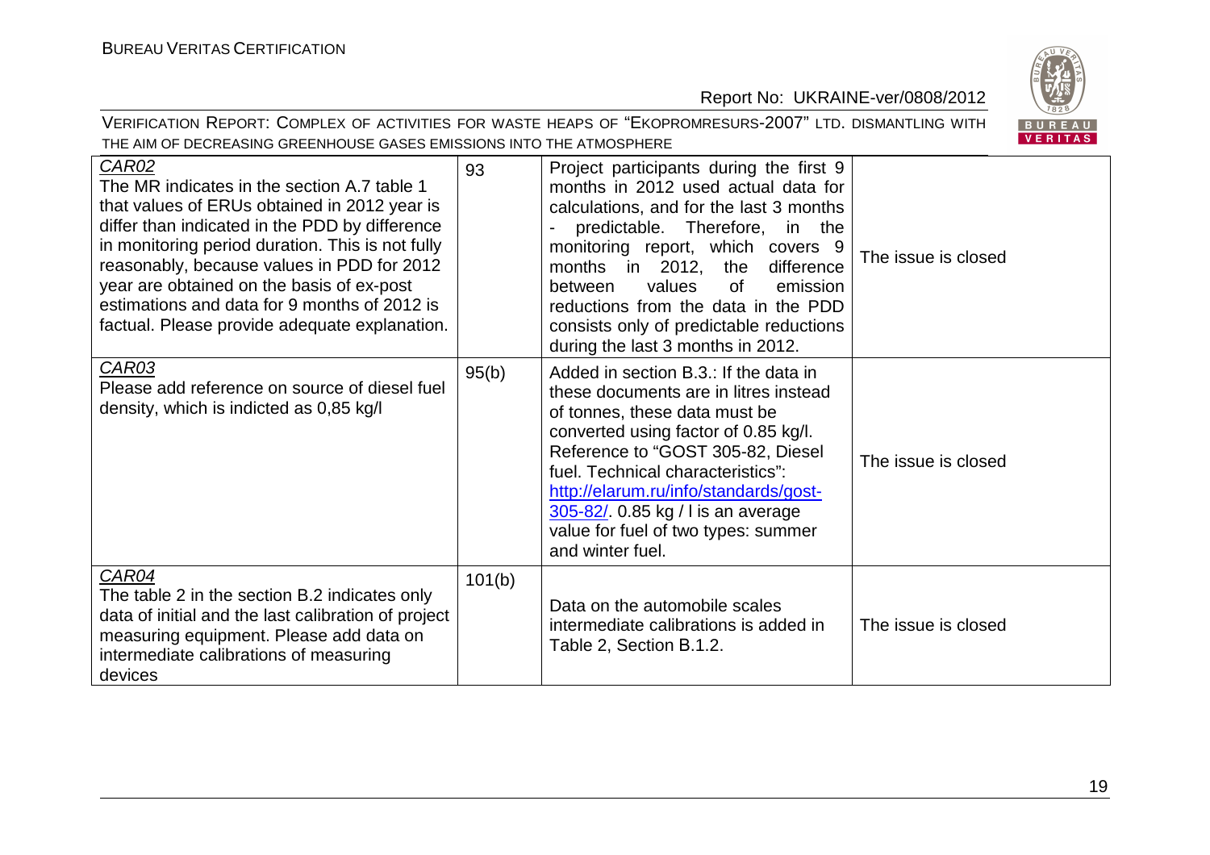| | | | |
|---|---|---|---|
| CAR02<br>The MR indicates in the section A.7 table 1 that values of ERUs obtained in 2012 year is differ than indicated in the PDD by difference in monitoring period duration. This is not fully reasonably, because values in PDD for 2012 year are obtained on the basis of ex-post estimations and data for 9 months of 2012 is factual. Please provide adequate explanation. | 93 | Project participants during the first 9 months in 2012 used actual data for calculations, and for the last 3 months - predictable. Therefore, in the monitoring report, which covers 9 months in 2012, the difference between values of emission reductions from the data in the PDD consists only of predictable reductions during the last 3 months in 2012. | The issue is closed |
| CAR03<br>Please add reference on source of diesel fuel density, which is indicted as 0,85 kg/l | 95(b) | Added in section B.3.: If the data in these documents are in litres instead of tonnes, these data must be converted using factor of 0.85 kg/l. Reference to "GOST 305-82, Diesel fuel. Technical characteristics": http://elarum.ru/info/standards/gost-305-82/. 0.85 kg / l is an average value for fuel of two types: summer and winter fuel. | The issue is closed |
| CAR04<br>The table 2 in the section B.2 indicates only data of initial and the last calibration of project measuring equipment. Please add data on intermediate calibrations of measuring devices | 101(b) | Data on the automobile scales intermediate calibrations is added in Table 2, Section B.1.2. | The issue is closed |